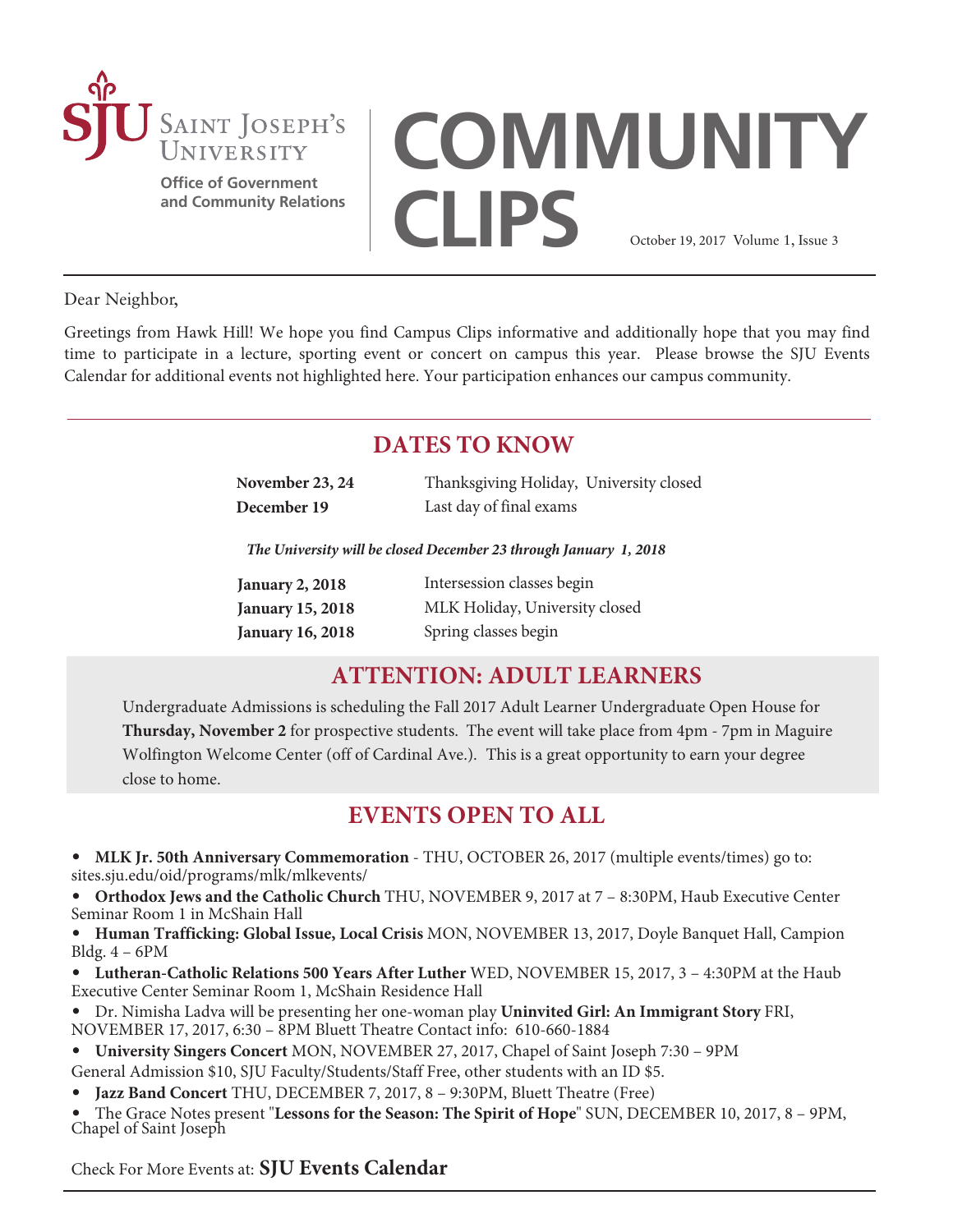Saint Joseph's University

Office of Government and Community Relations

# COMMUNITY CLIPS

October 19, 2017 Volume 1, Issue 3

Dear Neighbor,

Greetings from Hawk Hill! We hope you find Campus Clips informative and additionally hope that you may find time to participate in a lecture, sporting event or concert on campus this year. Please browse the SJU Events Calendar for additional events not highlighted here. Your participation enhances our campus community.

## DATES TO KNOW

| | |
|---|---|
| **November 23, 24** | Thanksgiving Holiday, University closed |
| **December 19** | Last day of final exams |

***The University will be closed December 23 through January 1, 2018***

| | |
|---|---|
| **January 2, 2018** | Intersession classes begin |
| **January 15, 2018** | MLK Holiday, University closed |
| **January 16, 2018** | Spring classes begin |

## ATTENTION: ADULT LEARNERS

Undergraduate Admissions is scheduling the Fall 2017 Adult Learner Undergraduate Open House for **Thursday, November 2** for prospective students. The event will take place from 4pm - 7pm in Maguire Wolfington Welcome Center (off of Cardinal Ave.). This is a great opportunity to earn your degree close to home.

## EVENTS OPEN TO ALL

- **MLK Jr. 50th Anniversary Commemoration** - THU, OCTOBER 26, 2017 (multiple events/times) go to: sites.sju.edu/oid/programs/mlk/mlkevents/
- **Orthodox Jews and the Catholic Church** THU, NOVEMBER 9, 2017 at 7 – 8:30PM, Haub Executive Center Seminar Room 1 in McShain Hall
- **Human Trafficking: Global Issue, Local Crisis** MON, NOVEMBER 13, 2017, Doyle Banquet Hall, Campion Bldg. 4 – 6PM
- **Lutheran-Catholic Relations 500 Years After Luther** WED, NOVEMBER 15, 2017, 3 – 4:30PM at the Haub Executive Center Seminar Room 1, McShain Residence Hall
- Dr. Nimisha Ladva will be presenting her one-woman play **Uninvited Girl: An Immigrant Story** FRI, NOVEMBER 17, 2017, 6:30 – 8PM Bluett Theatre Contact info: 610-660-1884
- **University Singers Concert** MON, NOVEMBER 27, 2017, Chapel of Saint Joseph 7:30 – 9PM General Admission $10, SJU Faculty/Students/Staff Free, other students with an ID $5.
- **Jazz Band Concert** THU, DECEMBER 7, 2017, 8 – 9:30PM, Bluett Theatre (Free)
- The Grace Notes present "**Lessons for the Season: The Spirit of Hope**" SUN, DECEMBER 10, 2017, 8 – 9PM, Chapel of Saint Joseph

Check For More Events at: **SJU Events Calendar**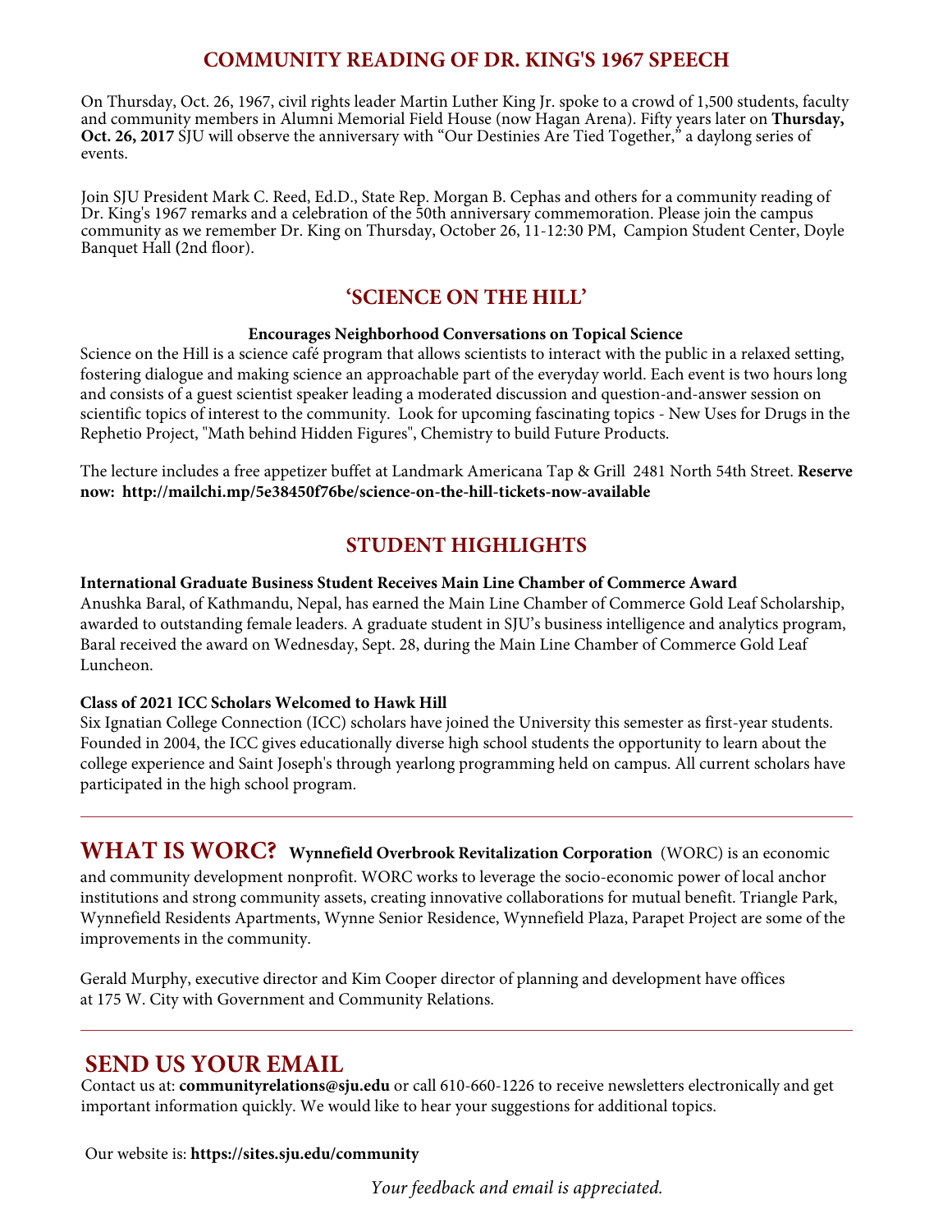## COMMUNITY READING OF DR. KING'S 1967 SPEECH

On Thursday, Oct. 26, 1967, civil rights leader Martin Luther King Jr. spoke to a crowd of 1,500 students, faculty and community members in Alumni Memorial Field House (now Hagan Arena). Fifty years later on **Thursday, Oct. 26, 2017** SJU will observe the anniversary with "Our Destinies Are Tied Together," a daylong series of events.

Join SJU President Mark C. Reed, Ed.D., State Rep. Morgan B. Cephas and others for a community reading of Dr. King's 1967 remarks and a celebration of the 50th anniversary commemoration. Please join the campus community as we remember Dr. King on Thursday, October 26, 11-12:30 PM, Campion Student Center, Doyle Banquet Hall (2nd floor).

## 'SCIENCE ON THE HILL'

**Encourages Neighborhood Conversations on Topical Science**

Science on the Hill is a science café program that allows scientists to interact with the public in a relaxed setting, fostering dialogue and making science an approachable part of the everyday world. Each event is two hours long and consists of a guest scientist speaker leading a moderated discussion and question-and-answer session on scientific topics of interest to the community. Look for upcoming fascinating topics - New Uses for Drugs in the Rephetio Project, "Math behind Hidden Figures", Chemistry to build Future Products.

The lecture includes a free appetizer buffet at Landmark Americana Tap & Grill 2481 North 54th Street. **Reserve now: http://mailchi.mp/5e38450f76be/science-on-the-hill-tickets-now-available**

## STUDENT HIGHLIGHTS

**International Graduate Business Student Receives Main Line Chamber of Commerce Award**

Anushka Baral, of Kathmandu, Nepal, has earned the Main Line Chamber of Commerce Gold Leaf Scholarship, awarded to outstanding female leaders. A graduate student in SJU's business intelligence and analytics program, Baral received the award on Wednesday, Sept. 28, during the Main Line Chamber of Commerce Gold Leaf Luncheon.

**Class of 2021 ICC Scholars Welcomed to Hawk Hill**

Six Ignatian College Connection (ICC) scholars have joined the University this semester as first-year students. Founded in 2004, the ICC gives educationally diverse high school students the opportunity to learn about the college experience and Saint Joseph's through yearlong programming held on campus. All current scholars have participated in the high school program.

---

## WHAT IS WORC?

**Wynnefield Overbrook Revitalization Corporation** (WORC) is an economic and community development nonprofit. WORC works to leverage the socio-economic power of local anchor institutions and strong community assets, creating innovative collaborations for mutual benefit. Triangle Park, Wynnefield Residents Apartments, Wynne Senior Residence, Wynnefield Plaza, Parapet Project are some of the improvements in the community.

Gerald Murphy, executive director and Kim Cooper director of planning and development have offices at 175 W. City with Government and Community Relations.

---

## SEND US YOUR EMAIL

Contact us at: **communityrelations@sju.edu** or call 610-660-1226 to receive newsletters electronically and get important information quickly. We would like to hear your suggestions for additional topics.

Our website is: **https://sites.sju.edu/community**

*Your feedback and email is appreciated.*